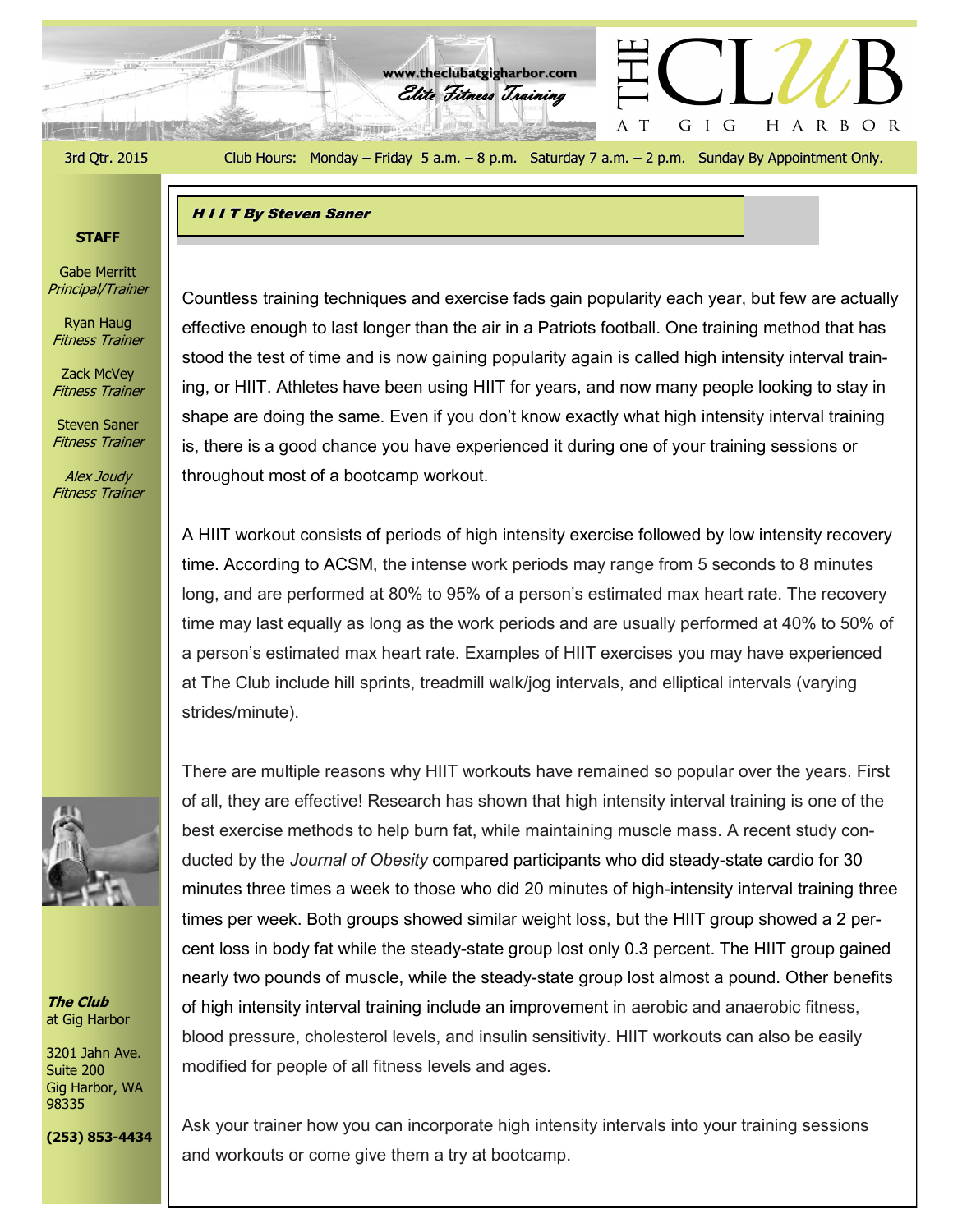# THE CLUB AT GIG HARBOR

www.theclubatgigharbor.com

*Elite Fitness Training*

3rd Qtr. 2015

Club Hours: Monday – Friday 5 a.m. – 8 p.m. Saturday 7 a.m. – 2 p.m. Sunday By Appointment Only.

**STAFF**

Gabe Merritt
*Principal/Trainer*

Ryan Haug
*Fitness Trainer*

Zack McVey
*Fitness Trainer*

Steven Saner
*Fitness Trainer*

*Alex Joudy*
*Fitness Trainer*

***The Club***
at Gig Harbor

3201 Jahn Ave.
Suite 200
Gig Harbor, WA
98335

**(253) 853-4434**

## *H I I T By Steven Saner*

Countless training techniques and exercise fads gain popularity each year, but few are actually effective enough to last longer than the air in a Patriots football. One training method that has stood the test of time and is now gaining popularity again is called high intensity interval training, or HIIT. Athletes have been using HIIT for years, and now many people looking to stay in shape are doing the same. Even if you don't know exactly what high intensity interval training is, there is a good chance you have experienced it during one of your training sessions or throughout most of a bootcamp workout.

A HIIT workout consists of periods of high intensity exercise followed by low intensity recovery time. According to ACSM, the intense work periods may range from 5 seconds to 8 minutes long, and are performed at 80% to 95% of a person's estimated max heart rate. The recovery time may last equally as long as the work periods and are usually performed at 40% to 50% of a person's estimated max heart rate. Examples of HIIT exercises you may have experienced at The Club include hill sprints, treadmill walk/jog intervals, and elliptical intervals (varying strides/minute).

There are multiple reasons why HIIT workouts have remained so popular over the years. First of all, they are effective! Research has shown that high intensity interval training is one of the best exercise methods to help burn fat, while maintaining muscle mass. A recent study conducted by the *Journal of Obesity* compared participants who did steady-state cardio for 30 minutes three times a week to those who did 20 minutes of high-intensity interval training three times per week. Both groups showed similar weight loss, but the HIIT group showed a 2 percent loss in body fat while the steady-state group lost only 0.3 percent. The HIIT group gained nearly two pounds of muscle, while the steady-state group lost almost a pound. Other benefits of high intensity interval training include an improvement in aerobic and anaerobic fitness, blood pressure, cholesterol levels, and insulin sensitivity. HIIT workouts can also be easily modified for people of all fitness levels and ages.

Ask your trainer how you can incorporate high intensity intervals into your training sessions and workouts or come give them a try at bootcamp.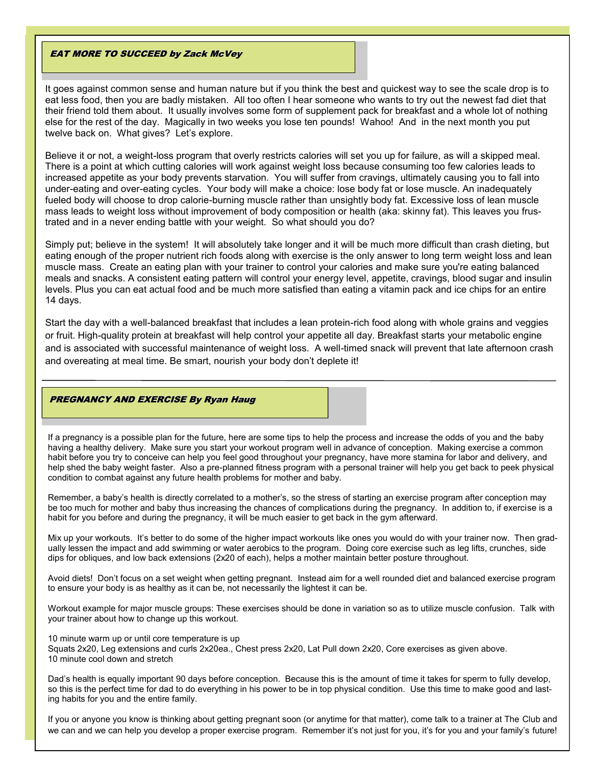## *EAT MORE TO SUCCEED by Zack McVey*

It goes against common sense and human nature but if you think the best and quickest way to see the scale drop is to eat less food, then you are badly mistaken. All too often I hear someone who wants to try out the newest fad diet that their friend told them about. It usually involves some form of supplement pack for breakfast and a whole lot of nothing else for the rest of the day. Magically in two weeks you lose ten pounds! Wahoo! And in the next month you put twelve back on. What gives? Let's explore.

Believe it or not, a weight-loss program that overly restricts calories will set you up for failure, as will a skipped meal. There is a point at which cutting calories will work against weight loss because consuming too few calories leads to increased appetite as your body prevents starvation. You will suffer from cravings, ultimately causing you to fall into under-eating and over-eating cycles. Your body will make a choice: lose body fat or lose muscle. An inadequately fueled body will choose to drop calorie-burning muscle rather than unsightly body fat. Excessive loss of lean muscle mass leads to weight loss without improvement of body composition or health (aka: skinny fat). This leaves you frustrated and in a never ending battle with your weight. So what should you do?

Simply put; believe in the system! It will absolutely take longer and it will be much more difficult than crash dieting, but eating enough of the proper nutrient rich foods along with exercise is the only answer to long term weight loss and lean muscle mass. Create an eating plan with your trainer to control your calories and make sure you're eating balanced meals and snacks. A consistent eating pattern will control your energy level, appetite, cravings, blood sugar and insulin levels. Plus you can eat actual food and be much more satisfied than eating a vitamin pack and ice chips for an entire 14 days.

Start the day with a well-balanced breakfast that includes a lean protein-rich food along with whole grains and veggies or fruit. High-quality protein at breakfast will help control your appetite all day. Breakfast starts your metabolic engine and is associated with successful maintenance of weight loss. A well-timed snack will prevent that late afternoon crash and overeating at meal time. Be smart, nourish your body don't deplete it!

---

## *PREGNANCY AND EXERCISE By Ryan Haug*

If a pregnancy is a possible plan for the future, here are some tips to help the process and increase the odds of you and the baby having a healthy delivery. Make sure you start your workout program well in advance of conception. Making exercise a common habit before you try to conceive can help you feel good throughout your pregnancy, have more stamina for labor and delivery, and help shed the baby weight faster. Also a pre-planned fitness program with a personal trainer will help you get back to peek physical condition to combat against any future health problems for mother and baby.

Remember, a baby's health is directly correlated to a mother's, so the stress of starting an exercise program after conception may be too much for mother and baby thus increasing the chances of complications during the pregnancy. In addition to, if exercise is a habit for you before and during the pregnancy, it will be much easier to get back in the gym afterward.

Mix up your workouts. It's better to do some of the higher impact workouts like ones you would do with your trainer now. Then gradually lessen the impact and add swimming or water aerobics to the program. Doing core exercise such as leg lifts, crunches, side dips for obliques, and low back extensions (2x20 of each), helps a mother maintain better posture throughout.

Avoid diets! Don't focus on a set weight when getting pregnant. Instead aim for a well rounded diet and balanced exercise program to ensure your body is as healthy as it can be, not necessarily the lightest it can be.

Workout example for major muscle groups: These exercises should be done in variation so as to utilize muscle confusion. Talk with your trainer about how to change up this workout.

10 minute warm up or until core temperature is up
Squats 2x20, Leg extensions and curls 2x20ea., Chest press 2x20, Lat Pull down 2x20, Core exercises as given above.
10 minute cool down and stretch

Dad's health is equally important 90 days before conception. Because this is the amount of time it takes for sperm to fully develop, so this is the perfect time for dad to do everything in his power to be in top physical condition. Use this time to make good and lasting habits for you and the entire family.

If you or anyone you know is thinking about getting pregnant soon (or anytime for that matter), come talk to a trainer at The Club and we can and we can help you develop a proper exercise program. Remember it's not just for you, it's for you and your family's future!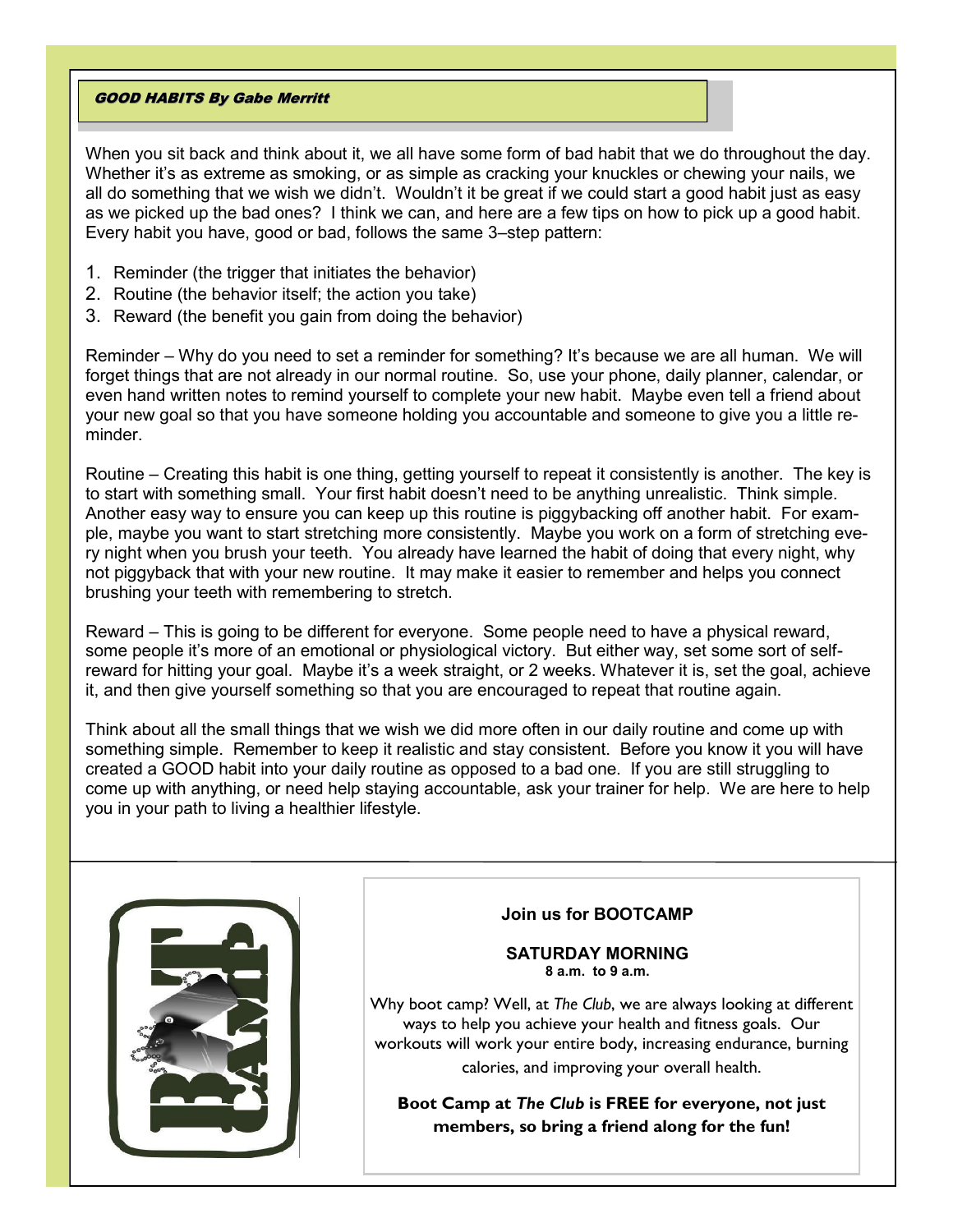## *GOOD HABITS By Gabe Merritt*

When you sit back and think about it, we all have some form of bad habit that we do throughout the day. Whether it's as extreme as smoking, or as simple as cracking your knuckles or chewing your nails, we all do something that we wish we didn't. Wouldn't it be great if we could start a good habit just as easy as we picked up the bad ones? I think we can, and here are a few tips on how to pick up a good habit. Every habit you have, good or bad, follows the same 3–step pattern:

1. Reminder (the trigger that initiates the behavior)
2. Routine (the behavior itself; the action you take)
3. Reward (the benefit you gain from doing the behavior)

Reminder – Why do you need to set a reminder for something? It's because we are all human. We will forget things that are not already in our normal routine. So, use your phone, daily planner, calendar, or even hand written notes to remind yourself to complete your new habit. Maybe even tell a friend about your new goal so that you have someone holding you accountable and someone to give you a little reminder.

Routine – Creating this habit is one thing, getting yourself to repeat it consistently is another. The key is to start with something small. Your first habit doesn't need to be anything unrealistic. Think simple. Another easy way to ensure you can keep up this routine is piggybacking off another habit. For example, maybe you want to start stretching more consistently. Maybe you work on a form of stretching every night when you brush your teeth. You already have learned the habit of doing that every night, why not piggyback that with your new routine. It may make it easier to remember and helps you connect brushing your teeth with remembering to stretch.

Reward – This is going to be different for everyone. Some people need to have a physical reward, some people it's more of an emotional or physiological victory. But either way, set some sort of self-reward for hitting your goal. Maybe it's a week straight, or 2 weeks. Whatever it is, set the goal, achieve it, and then give yourself something so that you are encouraged to repeat that routine again.

Think about all the small things that we wish we did more often in our daily routine and come up with something simple. Remember to keep it realistic and stay consistent. Before you know it you will have created a GOOD habit into your daily routine as opposed to a bad one. If you are still struggling to come up with anything, or need help staying accountable, ask your trainer for help. We are here to help you in your path to living a healthier lifestyle.

BOOT CAMP

**Join us for BOOTCAMP**

**SATURDAY MORNING**
**8 a.m. to 9 a.m.**

Why boot camp? Well, at *The Club*, we are always looking at different ways to help you achieve your health and fitness goals. Our workouts will work your entire body, increasing endurance, burning calories, and improving your overall health.

**Boot Camp at *The Club* is FREE for everyone, not just members, so bring a friend along for the fun!**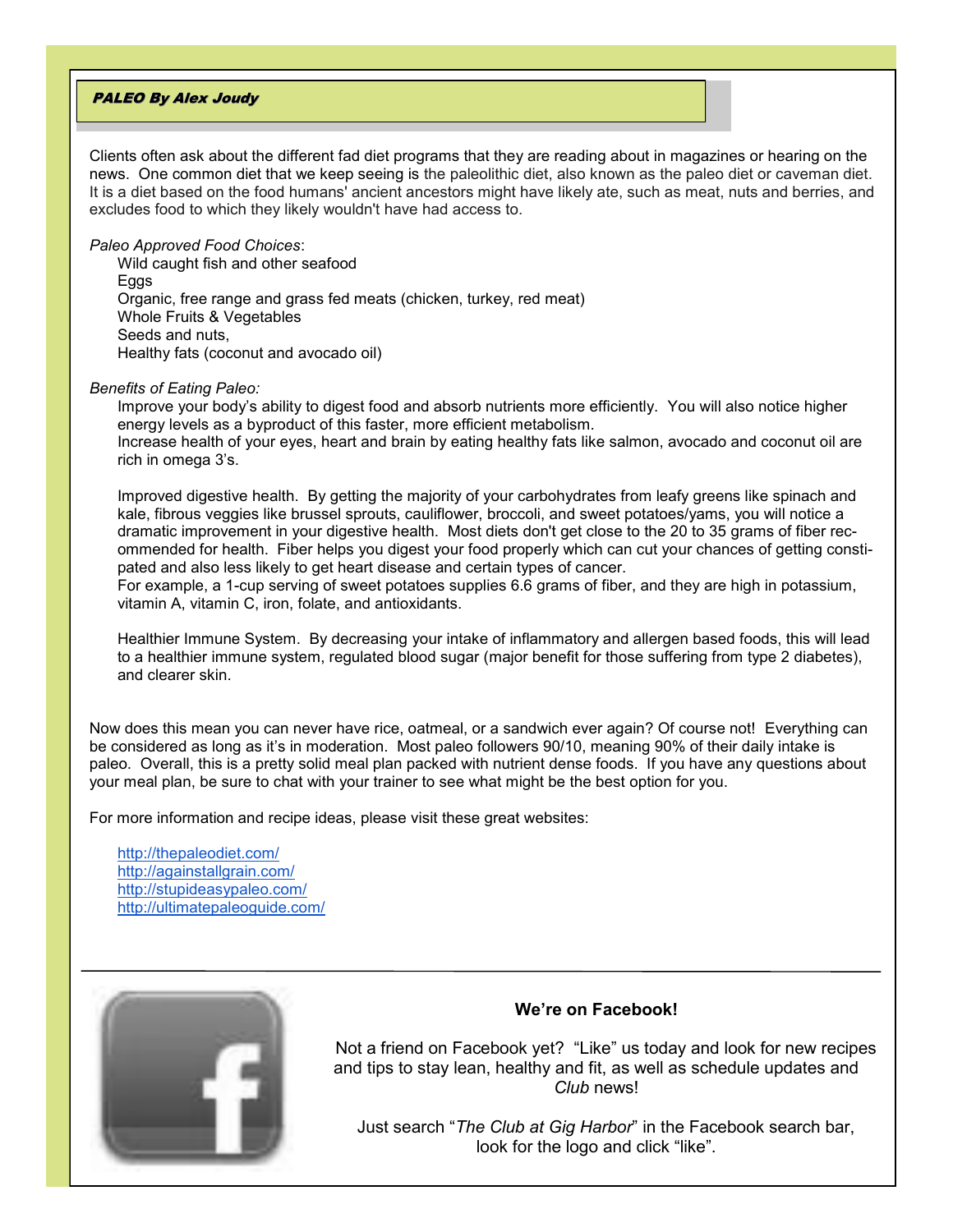## ***PALEO By Alex Joudy***

Clients often ask about the different fad diet programs that they are reading about in magazines or hearing on the news. One common diet that we keep seeing is the paleolithic diet, also known as the paleo diet or caveman diet. It is a diet based on the food humans' ancient ancestors might have likely ate, such as meat, nuts and berries, and excludes food to which they likely wouldn't have had access to.

*Paleo Approved Food Choices*:

- Wild caught fish and other seafood
- Eggs
- Organic, free range and grass fed meats (chicken, turkey, red meat)
- Whole Fruits & Vegetables
- Seeds and nuts,
- Healthy fats (coconut and avocado oil)

*Benefits of Eating Paleo:*

Improve your body's ability to digest food and absorb nutrients more efficiently. You will also notice higher energy levels as a byproduct of this faster, more efficient metabolism.

Increase health of your eyes, heart and brain by eating healthy fats like salmon, avocado and coconut oil are rich in omega 3's.

Improved digestive health. By getting the majority of your carbohydrates from leafy greens like spinach and kale, fibrous veggies like brussel sprouts, cauliflower, broccoli, and sweet potatoes/yams, you will notice a dramatic improvement in your digestive health. Most diets don't get close to the 20 to 35 grams of fiber recommended for health. Fiber helps you digest your food properly which can cut your chances of getting constipated and also less likely to get heart disease and certain types of cancer.

For example, a 1-cup serving of sweet potatoes supplies 6.6 grams of fiber, and they are high in potassium, vitamin A, vitamin C, iron, folate, and antioxidants.

Healthier Immune System. By decreasing your intake of inflammatory and allergen based foods, this will lead to a healthier immune system, regulated blood sugar (major benefit for those suffering from type 2 diabetes), and clearer skin.

Now does this mean you can never have rice, oatmeal, or a sandwich ever again? Of course not! Everything can be considered as long as it's in moderation. Most paleo followers 90/10, meaning 90% of their daily intake is paleo. Overall, this is a pretty solid meal plan packed with nutrient dense foods. If you have any questions about your meal plan, be sure to chat with your trainer to see what might be the best option for you.

For more information and recipe ideas, please visit these great websites:

- http://thepaleodiet.com/
- http://againstallgrain.com/
- http://stupideasypaleo.com/
- http://ultimatepaleoguide.com/

---

**We're on Facebook!**

Not a friend on Facebook yet? "Like" us today and look for new recipes and tips to stay lean, healthy and fit, as well as schedule updates and *Club* news!

Just search "*The Club at Gig Harbor*" in the Facebook search bar, look for the logo and click "like".